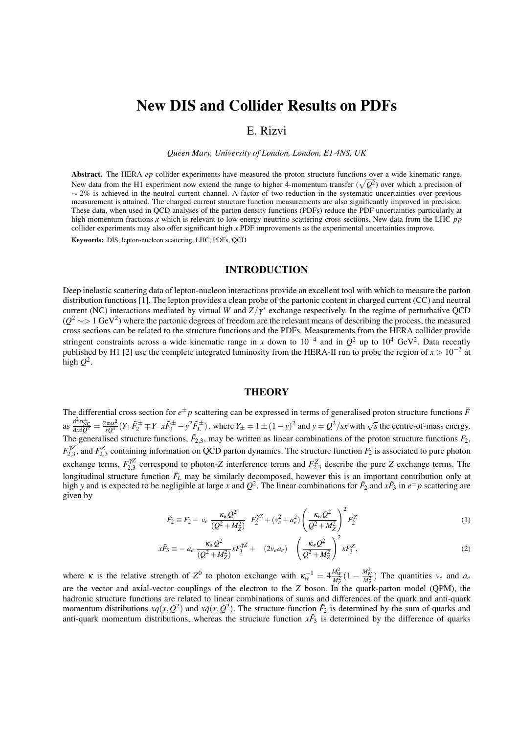# New DIS and Collider Results on PDFs

E. Rizvi

*Queen Mary, University of London, London, E1 4NS, UK*

**Abstract.** The HERA *ep* collider experiments have measured the proton structure functions over a wide kinematic range. New data from the H1 experiment now extend the range to higher 4-momentum transfer ($\sqrt{Q^2}$) over which a precision of $\sim 2\%$ is achieved in the neutral current channel. A factor of two reduction in the systematic uncertainties over previous measurement is attained. The charged current structure function measurements are also significantly improved in precision. These data, when used in QCD analyses of the parton density functions (PDFs) reduce the PDF uncertainties particularly at high momentum fractions $x$ which is relevant to low energy neutrino scattering cross sections. New data from the LHC $pp$ collider experiments may also offer significant high $x$ PDF improvements as the experimental uncertainties improve.

**Keywords:** DIS, lepton-nucleon scattering, LHC, PDFs, QCD

## INTRODUCTION

Deep inelastic scattering data of lepton-nucleon interactions provide an excellent tool with which to measure the parton distribution functions [1]. The lepton provides a clean probe of the partonic content in charged current (CC) and neutral current (NC) interactions mediated by virtual $W$ and $Z/\gamma^*$ exchange respectively. In the regime of perturbative QCD ($Q^2 \sim> 1$ GeV$^2$) where the partonic degrees of freedom are the relevant means of describing the process, the measured cross sections can be related to the structure functions and the PDFs. Measurements from the HERA collider provide stringent constraints across a wide kinematic range in $x$ down to $10^{-4}$ and in $Q^2$ up to $10^4$ GeV$^2$. Data recently published by H1 [2] use the complete integrated luminosity from the HERA-II run to probe the region of $x > 10^{-2}$ at high $Q^2$.

## THEORY

The differential cross section for $e^{\pm}p$ scattering can be expressed in terms of generalised proton structure functions $\tilde{F}$ as $\frac{d^2\sigma^{\pm}_{NC}}{dxdQ^2} = \frac{2\pi\alpha^2}{xQ^4}(Y_+\tilde{F}_2^{\pm} \mp Y_- x\tilde{F}_3^{\pm} - y^2\tilde{F}_L^{\pm})$, where $Y_{\pm} = 1 \pm (1-y)^2$ and $y = Q^2/sx$ with $\sqrt{s}$ the centre-of-mass energy. The generalised structure functions, $\tilde{F}_{2,3}$, may be written as linear combinations of the proton structure functions $F_2$, $F_{2,3}^{\gamma Z}$, and $F_{2,3}^{Z}$ containing information on QCD parton dynamics. The structure function $F_2$ is associated to pure photon exchange terms, $F_{2,3}^{\gamma Z}$ correspond to photon-$Z$ interference terms and $F_{2,3}^{Z}$ describe the pure $Z$ exchange terms. The longitudinal structure function $\tilde{F}_L$ may be similarly decomposed, however this is an important contribution only at high $y$ and is expected to be negligible at large $x$ and $Q^2$. The linear combinations for $\tilde{F}_2$ and $x\tilde{F}_3$ in $e^{\pm}p$ scattering are given by

$$\tilde{F}_2 \equiv F_2 - \; v_e \; \frac{\kappa_w Q^2}{(Q^2+M_Z^2)} \;\; F_2^{\gamma Z} + (v_e^2 + a_e^2)\left(\frac{\kappa_w Q^2}{Q^2+M_Z^2}\right)^2 F_2^Z \tag{1}$$

$$x\tilde{F}_3 \equiv - \; a_e \; \frac{\kappa_w Q^2}{(Q^2+M_Z^2)} xF_3^{\gamma Z} + \quad (2v_e a_e) \quad \left(\frac{\kappa_w Q^2}{Q^2+M_Z^2}\right)^2 xF_3^Z, \tag{2}$$

where $\kappa$ is the relative strength of $Z^0$ to photon exchange with $\kappa_w^{-1} = 4\frac{M_W^2}{M_Z^2}(1-\frac{M_W^2}{M_Z^2})$ The quantities $v_e$ and $a_e$ are the vector and axial-vector couplings of the electron to the $Z$ boson. In the quark-parton model (QPM), the hadronic structure functions are related to linear combinations of sums and differences of the quark and anti-quark momentum distributions $xq(x,Q^2)$ and $x\bar{q}(x,Q^2)$. The structure function $\tilde{F}_2$ is determined by the sum of quarks and anti-quark momentum distributions, whereas the structure function $x\tilde{F}_3$ is determined by the difference of quarks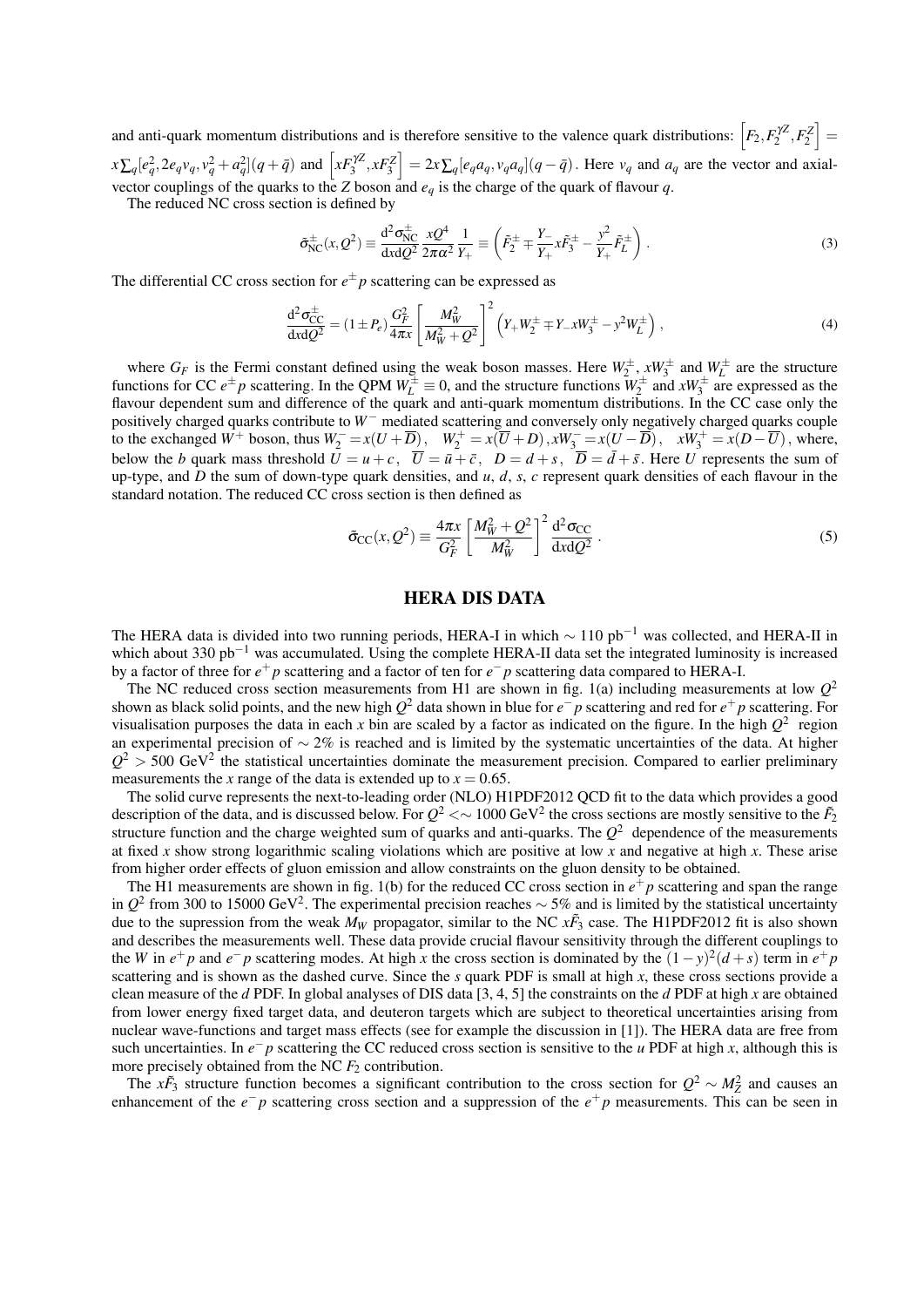and anti-quark momentum distributions and is therefore sensitive to the valence quark distributions: $\left[F_2, F_2^{\gamma Z}, F_2^Z\right] = x\sum_q[e_q^2, 2e_q v_q, v_q^2+a_q^2](q+\bar{q})$ and $\left[xF_3^{\gamma Z}, xF_3^Z\right] = 2x\sum_q[e_q a_q, v_q a_q](q-\bar{q})$. Here $v_q$ and $a_q$ are the vector and axial-vector couplings of the quarks to the $Z$ boson and $e_q$ is the charge of the quark of flavour $q$.

The reduced NC cross section is defined by

$$\tilde{\sigma}^{\pm}_{\rm NC}(x,Q^2) \equiv \frac{{\rm d}^2\sigma^{\pm}_{\rm NC}}{{\rm d}x{\rm d}Q^2}\frac{xQ^4}{2\pi\alpha^2}\frac{1}{Y_+} \equiv \left(\tilde{F}_2^{\pm} \mp \frac{Y_-}{Y_+}x\tilde{F}_3^{\pm} - \frac{y^2}{Y_+}\tilde{F}_L^{\pm}\right). \tag{3}$$

The differential CC cross section for $e^{\pm}p$ scattering can be expressed as

$$\frac{{\rm d}^2\sigma^{\pm}_{\rm CC}}{{\rm d}x{\rm d}Q^2} = (1\pm P_e)\frac{G_F^2}{4\pi x}\left[\frac{M_W^2}{M_W^2+Q^2}\right]^2\left(Y_+W_2^{\pm} \mp Y_- xW_3^{\pm} - y^2W_L^{\pm}\right), \tag{4}$$

where $G_F$ is the Fermi constant defined using the weak boson masses. Here $W_2^{\pm}$, $xW_3^{\pm}$ and $W_L^{\pm}$ are the structure functions for CC $e^{\pm}p$ scattering. In the QPM $W_L^{\pm} \equiv 0$, and the structure functions $W_2^{\pm}$ and $xW_3^{\pm}$ are expressed as the flavour dependent sum and difference of the quark and anti-quark momentum distributions. In the CC case only the positively charged quarks contribute to $W^-$ mediated scattering and conversely only negatively charged quarks couple to the exchanged $W^+$ boson, thus $W_2^- = x(U+\overline{D})$, $\;W_2^+ = x(\overline{U}+D)$, $xW_3^- = x(U-\overline{D})$, $\;xW_3^+ = x(D-\overline{U})$, where, below the $b$ quark mass threshold $U = u+c$, $\;\overline{U} = \bar{u}+\bar{c}$, $\;D = d+s$, $\;\overline{D} = \bar{d}+\bar{s}$. Here $U$ represents the sum of up-type, and $D$ the sum of down-type quark densities, and $u$, $d$, $s$, $c$ represent quark densities of each flavour in the standard notation. The reduced CC cross section is then defined as

$$\tilde{\sigma}_{\rm CC}(x,Q^2) \equiv \frac{4\pi x}{G_F^2}\left[\frac{M_W^2+Q^2}{M_W^2}\right]^2\frac{{\rm d}^2\sigma_{\rm CC}}{{\rm d}x{\rm d}Q^2}. \tag{5}$$

## HERA DIS DATA

The HERA data is divided into two running periods, HERA-I in which $\sim 110$ pb$^{-1}$ was collected, and HERA-II in which about 330 pb$^{-1}$ was accumulated. Using the complete HERA-II data set the integrated luminosity is increased by a factor of three for $e^+p$ scattering and a factor of ten for $e^-p$ scattering data compared to HERA-I.

The NC reduced cross section measurements from H1 are shown in fig. 1(a) including measurements at low $Q^2$ shown as black solid points, and the new high $Q^2$ data shown in blue for $e^-p$ scattering and red for $e^+p$ scattering. For visualisation purposes the data in each $x$ bin are scaled by a factor as indicated on the figure. In the high $Q^2$ region an experimental precision of $\sim 2\%$ is reached and is limited by the systematic uncertainties of the data. At higher $Q^2 > 500$ GeV$^2$ the statistical uncertainties dominate the measurement precision. Compared to earlier preliminary measurements the $x$ range of the data is extended up to $x = 0.65$.

The solid curve represents the next-to-leading order (NLO) H1PDF2012 QCD fit to the data which provides a good description of the data, and is discussed below. For $Q^2 <\sim 1000$ GeV$^2$ the cross sections are mostly sensitive to the $\tilde{F}_2$ structure function and the charge weighted sum of quarks and anti-quarks. The $Q^2$ dependence of the measurements at fixed $x$ show strong logarithmic scaling violations which are positive at low $x$ and negative at high $x$. These arise from higher order effects of gluon emission and allow constraints on the gluon density to be obtained.

The H1 measurements are shown in fig. 1(b) for the reduced CC cross section in $e^+p$ scattering and span the range in $Q^2$ from 300 to 15000 GeV$^2$. The experimental precision reaches $\sim 5\%$ and is limited by the statistical uncertainty due to the supression from the weak $M_W$ propagator, similar to the NC $x\tilde{F}_3$ case. The H1PDF2012 fit is also shown and describes the measurements well. These data provide crucial flavour sensitivity through the different couplings to the $W$ in $e^+p$ and $e^-p$ scattering modes. At high $x$ the cross section is dominated by the $(1-y)^2(d+s)$ term in $e^+p$ scattering and is shown as the dashed curve. Since the $s$ quark PDF is small at high $x$, these cross sections provide a clean measure of the $d$ PDF. In global analyses of DIS data [3, 4, 5] the constraints on the $d$ PDF at high $x$ are obtained from lower energy fixed target data, and deuteron targets which are subject to theoretical uncertainties arising from nuclear wave-functions and target mass effects (see for example the discussion in [1]). The HERA data are free from such uncertainties. In $e^-p$ scattering the CC reduced cross section is sensitive to the $u$ PDF at high $x$, although this is more precisely obtained from the NC $F_2$ contribution.

The $x\tilde{F}_3$ structure function becomes a significant contribution to the cross section for $Q^2 \sim M_Z^2$ and causes an enhancement of the $e^-p$ scattering cross section and a suppression of the $e^+p$ measurements. This can be seen in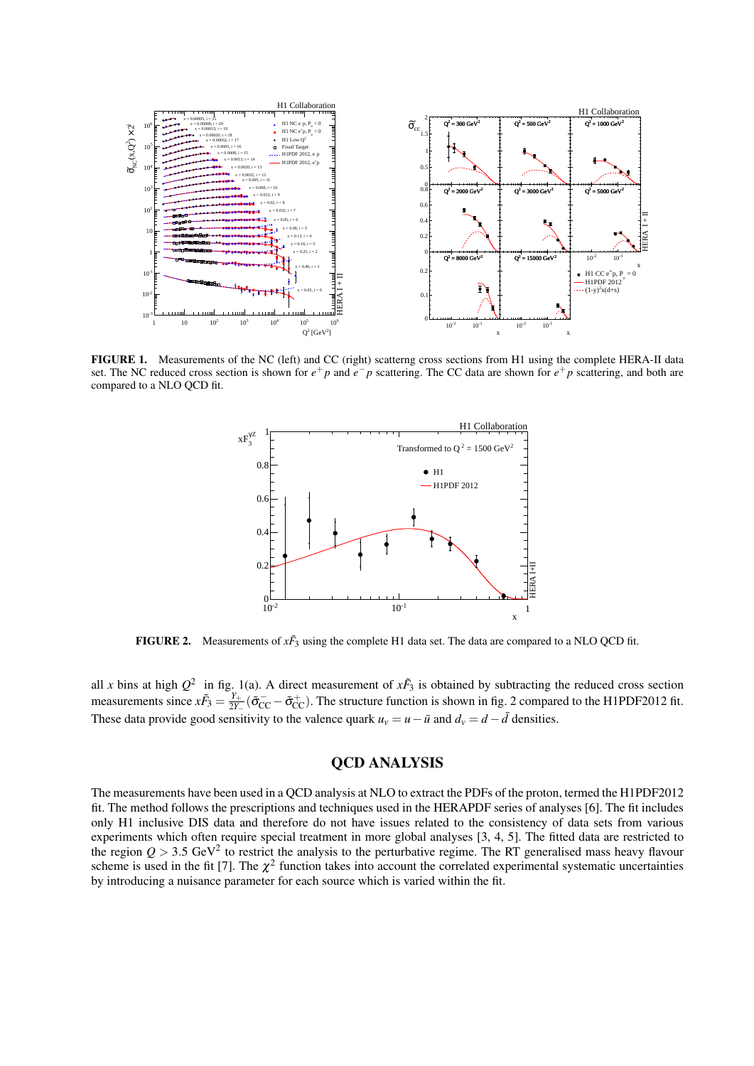**FIGURE 1.** Measurements of the NC (left) and CC (right) scatterng cross sections from H1 using the complete HERA-II data set. The NC reduced cross section is shown for $e^+p$ and $e^-p$ scattering. The CC data are shown for $e^+p$ scattering, and both are compared to a NLO QCD fit.

**FIGURE 2.** Measurements of $x\tilde{F}_3$ using the complete H1 data set. The data are compared to a NLO QCD fit.

all $x$ bins at high $Q^2$ in fig. 1(a). A direct measurement of $x\tilde{F}_3$ is obtained by subtracting the reduced cross section measurements since $x\tilde{F}_3 = \frac{Y_+}{2Y_-}(\tilde{\sigma}^-_{CC} - \tilde{\sigma}^+_{CC})$. The structure function is shown in fig. 2 compared to the H1PDF2012 fit. These data provide good sensitivity to the valence quark $u_v = u - \bar{u}$ and $d_v = d - \bar{d}$ densities.

## QCD ANALYSIS

The measurements have been used in a QCD analysis at NLO to extract the PDFs of the proton, termed the H1PDF2012 fit. The method follows the prescriptions and techniques used in the HERAPDF series of analyses [6]. The fit includes only H1 inclusive DIS data and therefore do not have issues related to the consistency of data sets from various experiments which often require special treatment in more global analyses [3, 4, 5]. The fitted data are restricted to the region $Q > 3.5$ GeV$^2$ to restrict the analysis to the perturbative regime. The RT generalised mass heavy flavour scheme is used in the fit [7]. The $\chi^2$ function takes into account the correlated experimental systematic uncertainties by introducing a nuisance parameter for each source which is varied within the fit.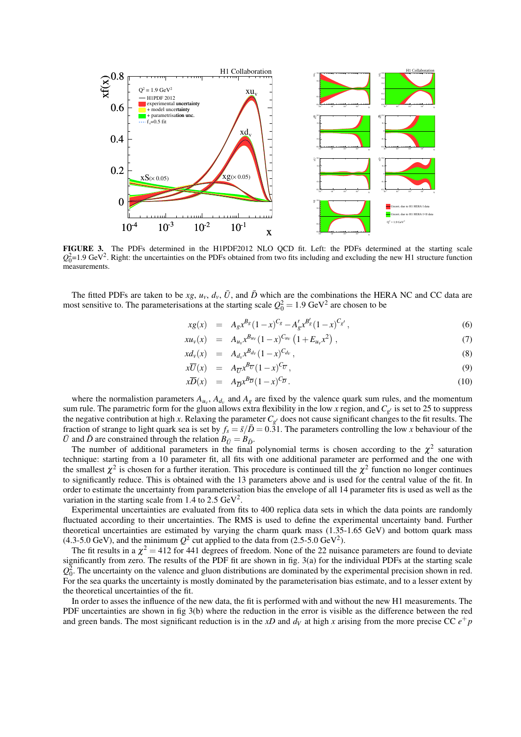**FIGURE 3.** The PDFs determined in the H1PDF2012 NLO QCD fit. Left: the PDFs determined at the starting scale $Q_0^2$=1.9 GeV$^2$. Right: the uncertainties on the PDFs obtained from two fits including and excluding the new H1 structure function measurements.

The fitted PDFs are taken to be $xg$, $u_v$, $d_v$, $\bar{U}$, and $\bar{D}$ which are the combinations the HERA NC and CC data are most sensitive to. The parameterisations at the starting scale $Q_0^2 = 1.9$ GeV$^2$ are chosen to be

$$
\begin{aligned}
xg(x) &= A_g x^{B_g}(1-x)^{C_g} - A'_g x^{B'_g}(1-x)^{C_{g'}}, & (6)\\
xu_v(x) &= A_{u_v} x^{B_{u_V}}(1-x)^{C_{u_V}}\left(1+E_{u_v}x^2\right), & (7)\\
xd_v(x) &= A_{d_v} x^{B_{d_V}}(1-x)^{C_{d_V}}, & (8)\\
x\overline{U}(x) &= A_{\overline{U}} x^{B_{\overline{U}}}(1-x)^{C_{\overline{U}}}, & (9)\\
x\overline{D}(x) &= A_{\overline{D}} x^{B_{\overline{D}}}(1-x)^{C_{\overline{D}}}. & (10)
\end{aligned}
$$

where the normalistion parameters $A_{u_v}$, $A_{d_v}$ and $A_g$ are fixed by the valence quark sum rules, and the momentum sum rule. The parametric form for the gluon allows extra flexibility in the low $x$ region, and $C_{g'}$ is set to 25 to suppress the negative contribution at high $x$. Relaxing the parameter $C_{g'}$ does not cause significant changes to the fit results. The fraction of strange to light quark sea is set by $f_s = \bar{s}/\bar{D} = 0.31$. The parameters controlling the low $x$ behaviour of the $\bar{U}$ and $\bar{D}$ are constrained through the relation $B_{\bar{U}} = B_{\bar{D}}$.

The number of additional parameters in the final polynomial terms is chosen according to the $\chi^2$ saturation technique: starting from a 10 parameter fit, all fits with one additional parameter are performed and the one with the smallest $\chi^2$ is chosen for a further iteration. This procedure is continued till the $\chi^2$ function no longer continues to significantly reduce. This is obtained with the 13 parameters above and is used for the central value of the fit. In order to estimate the uncertainty from parameterisation bias the envelope of all 14 parameter fits is used as well as the variation in the starting scale from 1.4 to 2.5 GeV$^2$.

Experimental uncertainties are evaluated from fits to 400 replica data sets in which the data points are randomly fluctuated according to their uncertainties. The RMS is used to define the experimental uncertainty band. Further theoretical uncertainties are estimated by varying the charm quark mass (1.35-1.65 GeV) and bottom quark mass (4.3-5.0 GeV), and the minimum $Q^2$ cut applied to the data from (2.5-5.0 GeV$^2$).

The fit results in a $\chi^2 = 412$ for 441 degrees of freedom. None of the 22 nuisance parameters are found to deviate significantly from zero. The results of the PDF fit are shown in fig. 3(a) for the individual PDFs at the starting scale $Q_0^2$. The uncertainty on the valence and gluon distributions are dominated by the experimental precision shown in red. For the sea quarks the uncertainty is mostly dominated by the parameterisation bias estimate, and to a lesser extent by the theoretical uncertainties of the fit.

In order to asses the influence of the new data, the fit is performed with and without the new H1 measurements. The PDF uncertainties are shown in fig 3(b) where the reduction in the error is visible as the difference between the red and green bands. The most significant reduction is in the $xD$ and $d_V$ at high $x$ arising from the more precise CC $e^+p$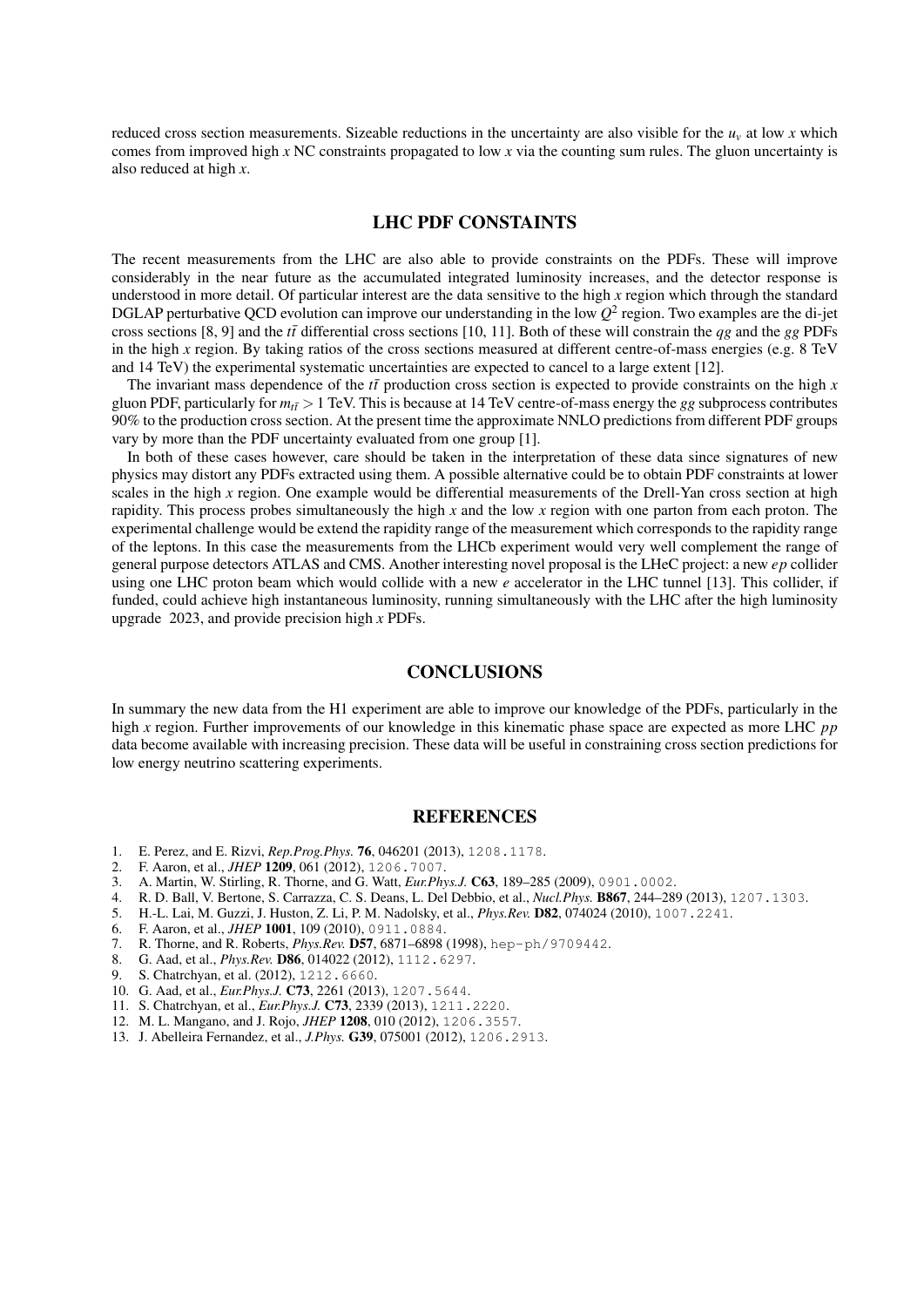reduced cross section measurements. Sizeable reductions in the uncertainty are also visible for the $u_v$ at low $x$ which comes from improved high $x$ NC constraints propagated to low $x$ via the counting sum rules. The gluon uncertainty is also reduced at high $x$.

## LHC PDF CONSTAINTS

The recent measurements from the LHC are also able to provide constraints on the PDFs. These will improve considerably in the near future as the accumulated integrated luminosity increases, and the detector response is understood in more detail. Of particular interest are the data sensitive to the high $x$ region which through the standard DGLAP perturbative QCD evolution can improve our understanding in the low $Q^2$ region. Two examples are the di-jet cross sections [8, 9] and the $t\bar{t}$ differential cross sections [10, 11]. Both of these will constrain the $qg$ and the $gg$ PDFs in the high $x$ region. By taking ratios of the cross sections measured at different centre-of-mass energies (e.g. 8 TeV and 14 TeV) the experimental systematic uncertainties are expected to cancel to a large extent [12].

The invariant mass dependence of the $t\bar{t}$ production cross section is expected to provide constraints on the high $x$ gluon PDF, particularly for $m_{t\bar{t}} > 1$ TeV. This is because at 14 TeV centre-of-mass energy the $gg$ subprocess contributes 90% to the production cross section. At the present time the approximate NNLO predictions from different PDF groups vary by more than the PDF uncertainty evaluated from one group [1].

In both of these cases however, care should be taken in the interpretation of these data since signatures of new physics may distort any PDFs extracted using them. A possible alternative could be to obtain PDF constraints at lower scales in the high $x$ region. One example would be differential measurements of the Drell-Yan cross section at high rapidity. This process probes simultaneously the high $x$ and the low $x$ region with one parton from each proton. The experimental challenge would be extend the rapidity range of the measurement which corresponds to the rapidity range of the leptons. In this case the measurements from the LHCb experiment would very well complement the range of general purpose detectors ATLAS and CMS. Another interesting novel proposal is the LHeC project: a new $ep$ collider using one LHC proton beam which would collide with a new $e$ accelerator in the LHC tunnel [13]. This collider, if funded, could achieve high instantaneous luminosity, running simultaneously with the LHC after the high luminosity upgrade 2023, and provide precision high $x$ PDFs.

## CONCLUSIONS

In summary the new data from the H1 experiment are able to improve our knowledge of the PDFs, particularly in the high $x$ region. Further improvements of our knowledge in this kinematic phase space are expected as more LHC $pp$ data become available with increasing precision. These data will be useful in constraining cross section predictions for low energy neutrino scattering experiments.

## REFERENCES

1. E. Perez, and E. Rizvi, *Rep.Prog.Phys.* **76**, 046201 (2013), 1208.1178.
2. F. Aaron, et al., *JHEP* **1209**, 061 (2012), 1206.7007.
3. A. Martin, W. Stirling, R. Thorne, and G. Watt, *Eur.Phys.J.* **C63**, 189–285 (2009), 0901.0002.
4. R. D. Ball, V. Bertone, S. Carrazza, C. S. Deans, L. Del Debbio, et al., *Nucl.Phys.* **B867**, 244–289 (2013), 1207.1303.
5. H.-L. Lai, M. Guzzi, J. Huston, Z. Li, P. M. Nadolsky, et al., *Phys.Rev.* **D82**, 074024 (2010), 1007.2241.
6. F. Aaron, et al., *JHEP* **1001**, 109 (2010), 0911.0884.
7. R. Thorne, and R. Roberts, *Phys.Rev.* **D57**, 6871–6898 (1998), hep-ph/9709442.
8. G. Aad, et al., *Phys.Rev.* **D86**, 014022 (2012), 1112.6297.
9. S. Chatrchyan, et al. (2012), 1212.6660.
10. G. Aad, et al., *Eur.Phys.J.* **C73**, 2261 (2013), 1207.5644.
11. S. Chatrchyan, et al., *Eur.Phys.J.* **C73**, 2339 (2013), 1211.2220.
12. M. L. Mangano, and J. Rojo, *JHEP* **1208**, 010 (2012), 1206.3557.
13. J. Abelleira Fernandez, et al., *J.Phys.* **G39**, 075001 (2012), 1206.2913.